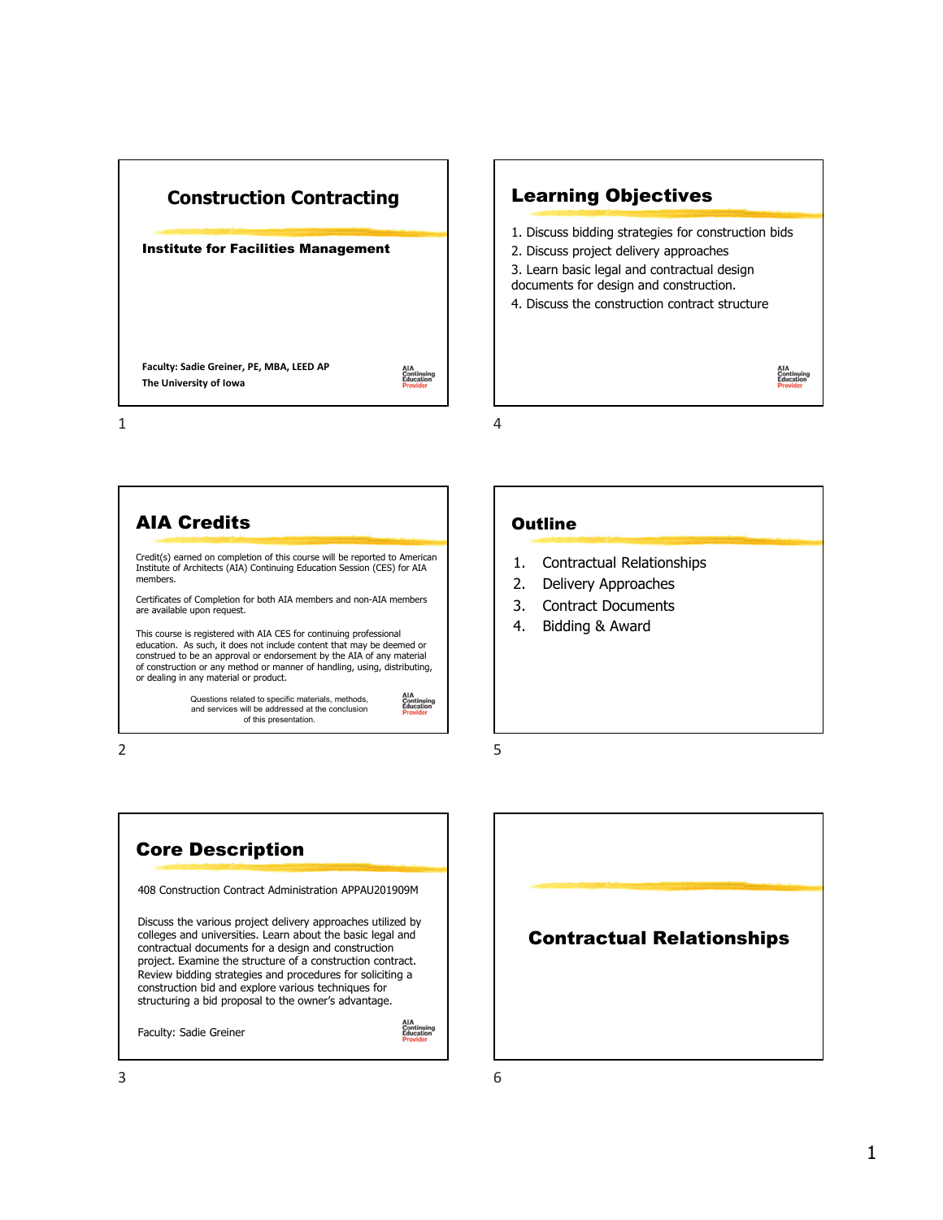# Construction Contracting

**Institute for Facilities Management**

**Faculty: Sadie Greiner, PE, MBA, LEED AP**
**The University of Iowa**

AIA Continuing Education Provider

## AIA Credits

Credit(s) earned on completion of this course will be reported to American Institute of Architects (AIA) Continuing Education Session (CES) for AIA members.

Certificates of Completion for both AIA members and non-AIA members are available upon request.

This course is registered with AIA CES for continuing professional education. As such, it does not include content that may be deemed or construed to be an approval or endorsement by the AIA of any material of construction or any method or manner of handling, using, distributing, or dealing in any material or product.

Questions related to specific materials, methods, and services will be addressed at the conclusion of this presentation.

AIA Continuing Education Provider

## Core Description

408 Construction Contract Administration APPAU201909M

Discuss the various project delivery approaches utilized by colleges and universities. Learn about the basic legal and contractual documents for a design and construction project. Examine the structure of a construction contract. Review bidding strategies and procedures for soliciting a construction bid and explore various techniques for structuring a bid proposal to the owner's advantage.

Faculty: Sadie Greiner

AIA Continuing Education Provider

## Learning Objectives

1. Discuss bidding strategies for construction bids
2. Discuss project delivery approaches
3. Learn basic legal and contractual design documents for design and construction.
4. Discuss the construction contract structure

AIA Continuing Education Provider

## Outline

1. Contractual Relationships
2. Delivery Approaches
3. Contract Documents
4. Bidding & Award

## Contractual Relationships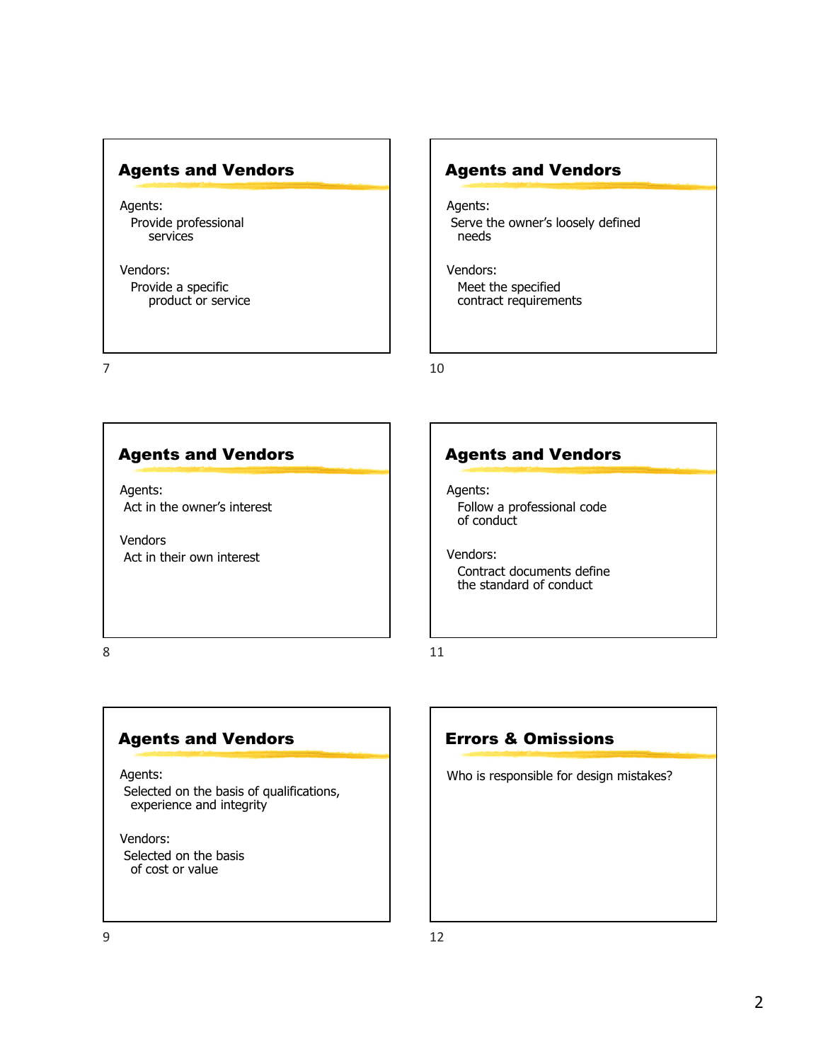## Agents and Vendors

Agents:
Provide professional services

Vendors:
Provide a specific product or service

## Agents and Vendors

Agents:
Act in the owner's interest

Vendors
Act in their own interest

## Agents and Vendors

Agents:
Selected on the basis of qualifications, experience and integrity

Vendors:
Selected on the basis of cost or value

## Agents and Vendors

Agents:
Serve the owner's loosely defined needs

Vendors:
Meet the specified contract requirements

## Agents and Vendors

Agents:
Follow a professional code of conduct

Vendors:
Contract documents define the standard of conduct

## Errors & Omissions

Who is responsible for design mistakes?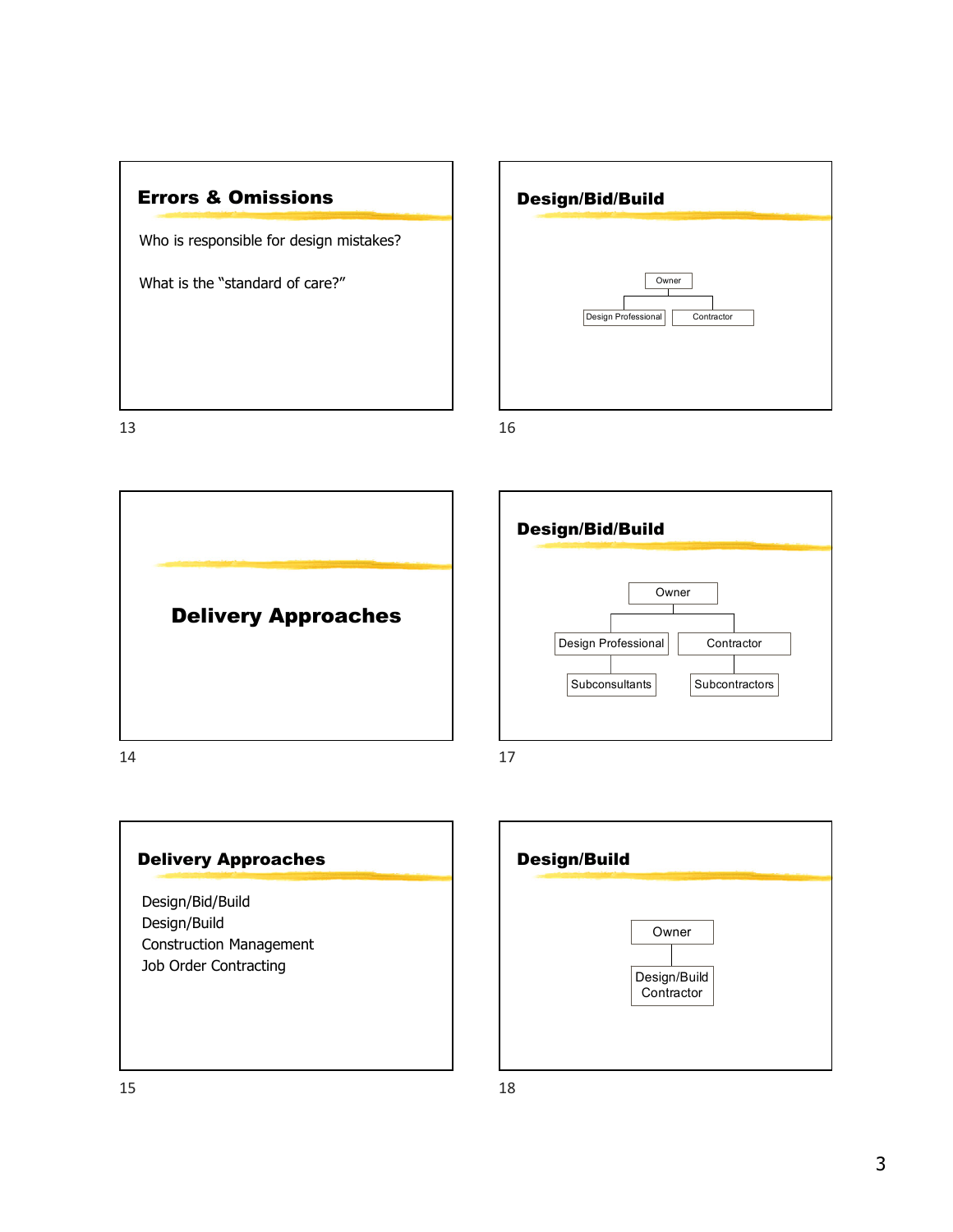## Errors & Omissions

Who is responsible for design mistakes?

What is the "standard of care?"

## Delivery Approaches

## Delivery Approaches

- Design/Bid/Build
- Design/Build
- Construction Management
- Job Order Contracting

## Design/Bid/Build

- Owner
  - Design Professional
  - Contractor

## Design/Bid/Build

- Owner
  - Design Professional
    - Subconsultants
  - Contractor
    - Subcontractors

## Design/Build

- Owner
  - Design/Build Contractor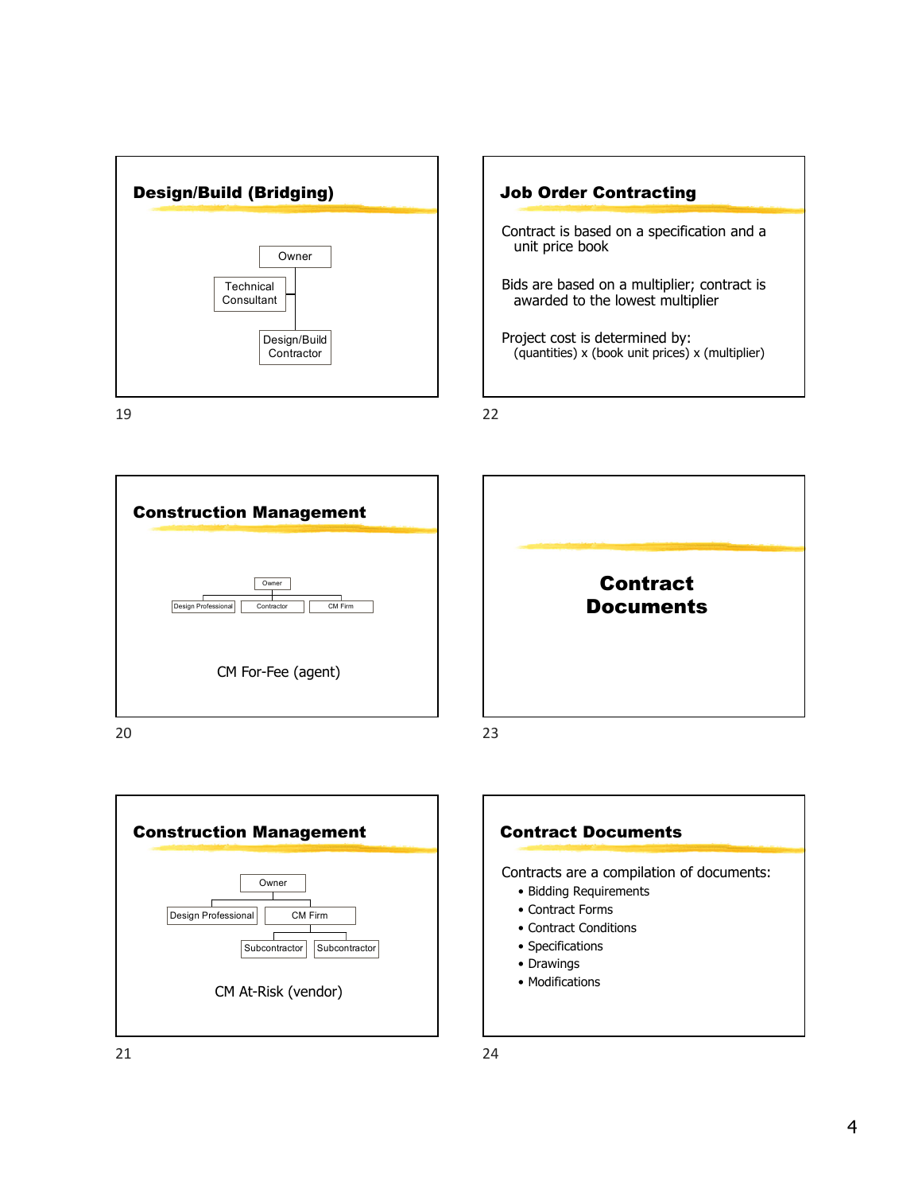## Design/Build (Bridging)

Owner

Technical Consultant

Design/Build Contractor

## Construction Management

Owner

Design Professional | Contractor | CM Firm

CM For-Fee (agent)

## Construction Management

Owner

Design Professional | CM Firm

Subcontractor | Subcontractor

CM At-Risk (vendor)

## Job Order Contracting

Contract is based on a specification and a unit price book

Bids are based on a multiplier; contract is awarded to the lowest multiplier

Project cost is determined by:
(quantities) x (book unit prices) x (multiplier)

## Contract Documents

## Contract Documents

Contracts are a compilation of documents:

- Bidding Requirements
- Contract Forms
- Contract Conditions
- Specifications
- Drawings
- Modifications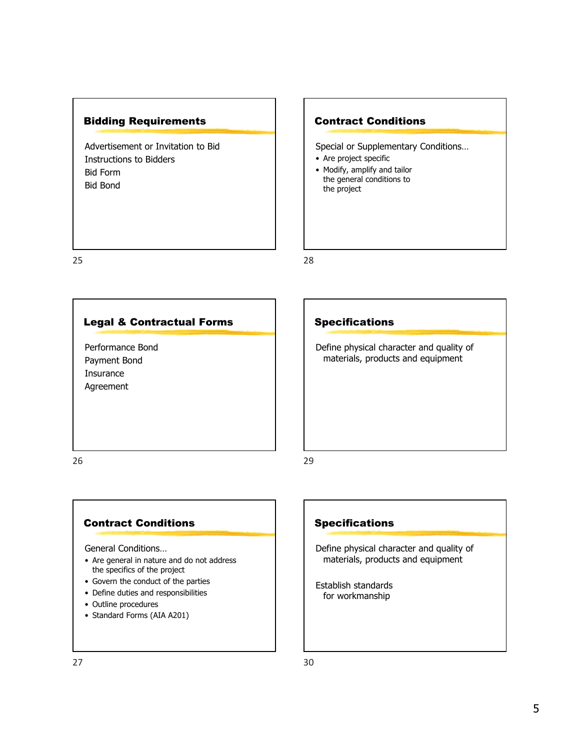## Bidding Requirements

Advertisement or Invitation to Bid
Instructions to Bidders
Bid Form
Bid Bond

25

## Legal & Contractual Forms

Performance Bond
Payment Bond
Insurance
Agreement

26

## Contract Conditions

General Conditions…

- Are general in nature and do not address the specifics of the project
- Govern the conduct of the parties
- Define duties and responsibilities
- Outline procedures
- Standard Forms (AIA A201)

27

## Contract Conditions

Special or Supplementary Conditions…

- Are project specific
- Modify, amplify and tailor the general conditions to the project

28

## Specifications

Define physical character and quality of materials, products and equipment

29

## Specifications

Define physical character and quality of materials, products and equipment

Establish standards for workmanship

30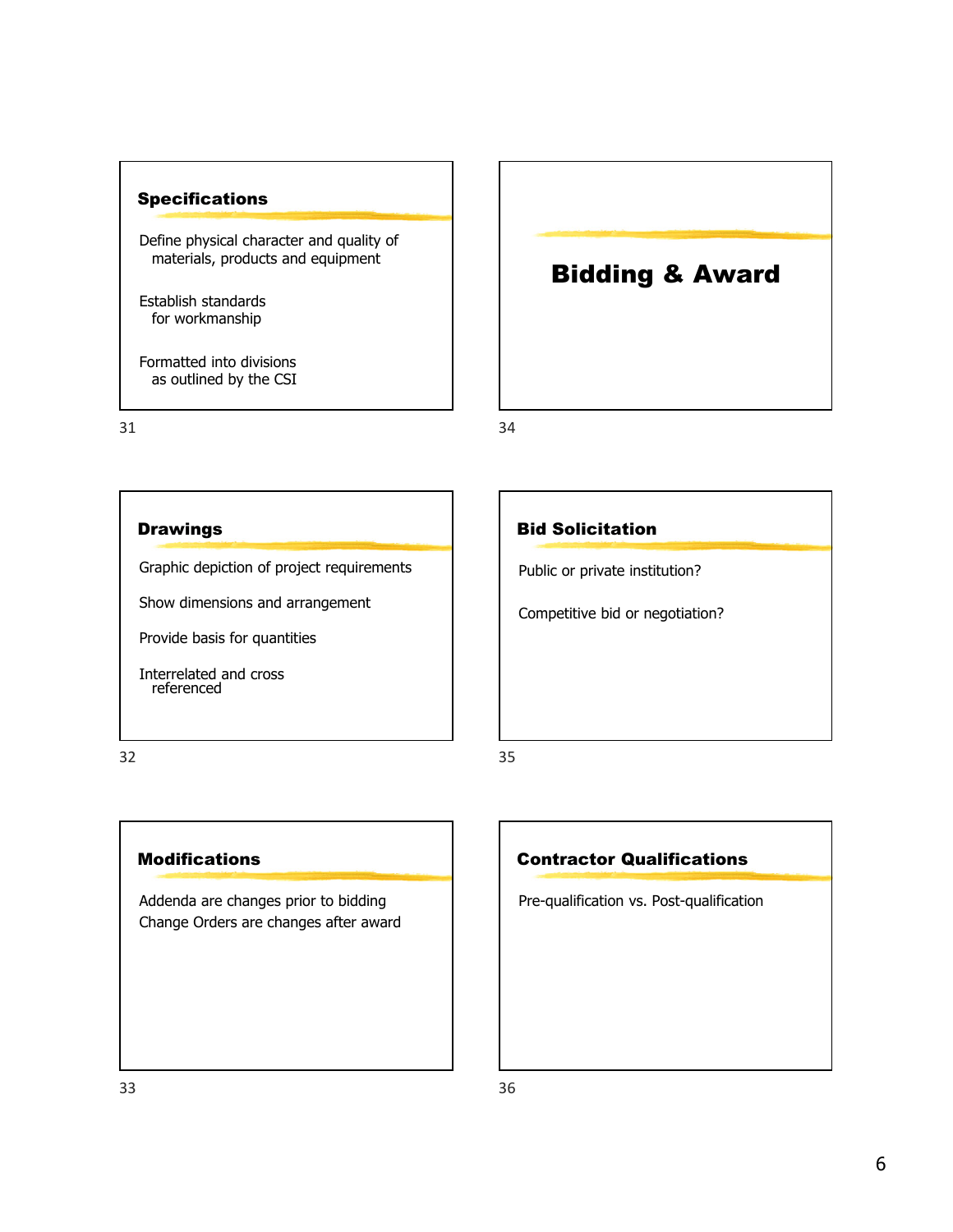## Specifications

Define physical character and quality of materials, products and equipment

Establish standards for workmanship

Formatted into divisions as outlined by the CSI

## Drawings

Graphic depiction of project requirements

Show dimensions and arrangement

Provide basis for quantities

Interrelated and cross referenced

## Modifications

Addenda are changes prior to bidding
Change Orders are changes after award

# Bidding & Award

## Bid Solicitation

Public or private institution?

Competitive bid or negotiation?

## Contractor Qualifications

Pre-qualification vs. Post-qualification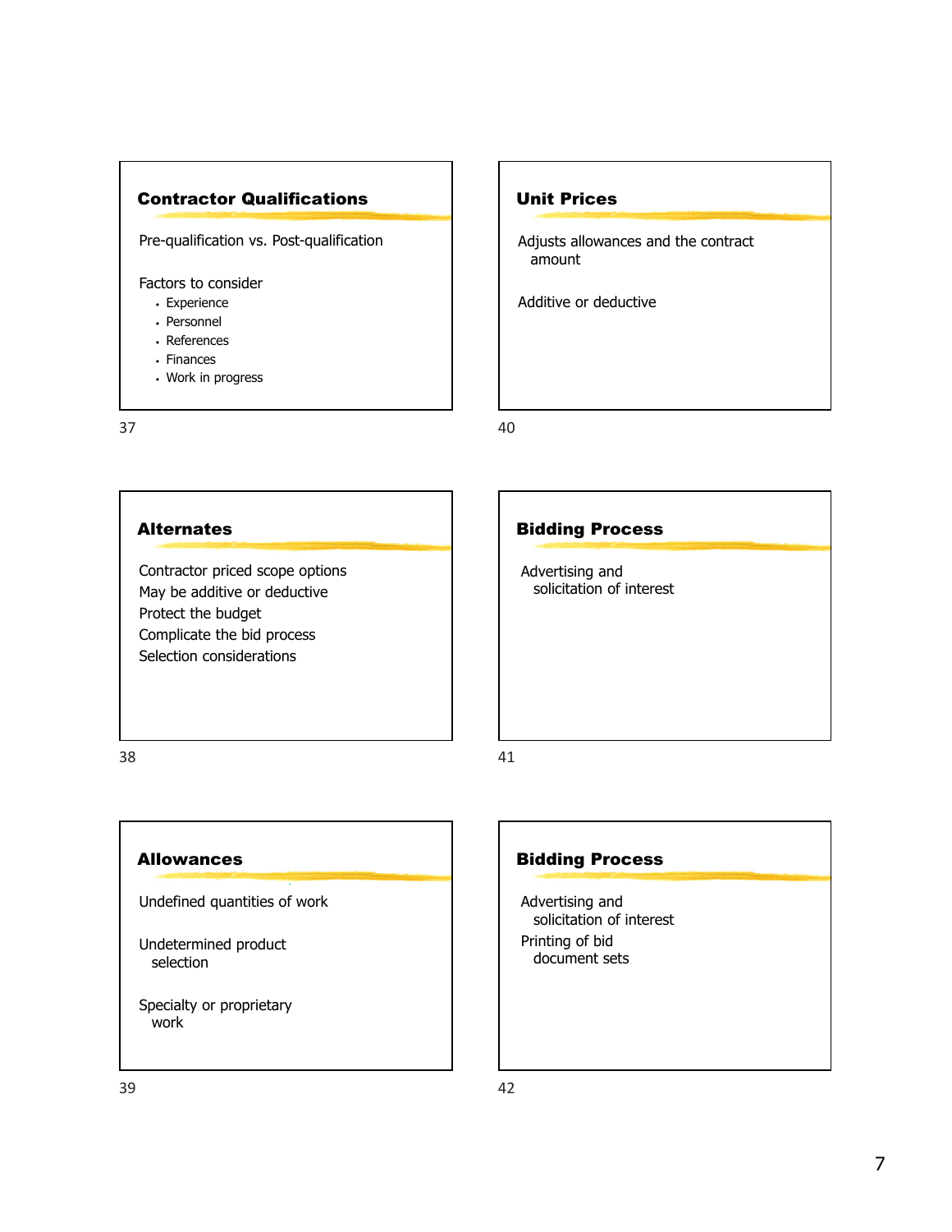## Contractor Qualifications

Pre-qualification vs. Post-qualification

Factors to consider

- Experience
- Personnel
- References
- Finances
- Work in progress

37

## Alternates

Contractor priced scope options

May be additive or deductive

Protect the budget

Complicate the bid process

Selection considerations

38

## Allowances

Undefined quantities of work

Undetermined product selection

Specialty or proprietary work

39

## Unit Prices

Adjusts allowances and the contract amount

Additive or deductive

40

## Bidding Process

Advertising and solicitation of interest

41

## Bidding Process

Advertising and solicitation of interest

Printing of bid document sets

42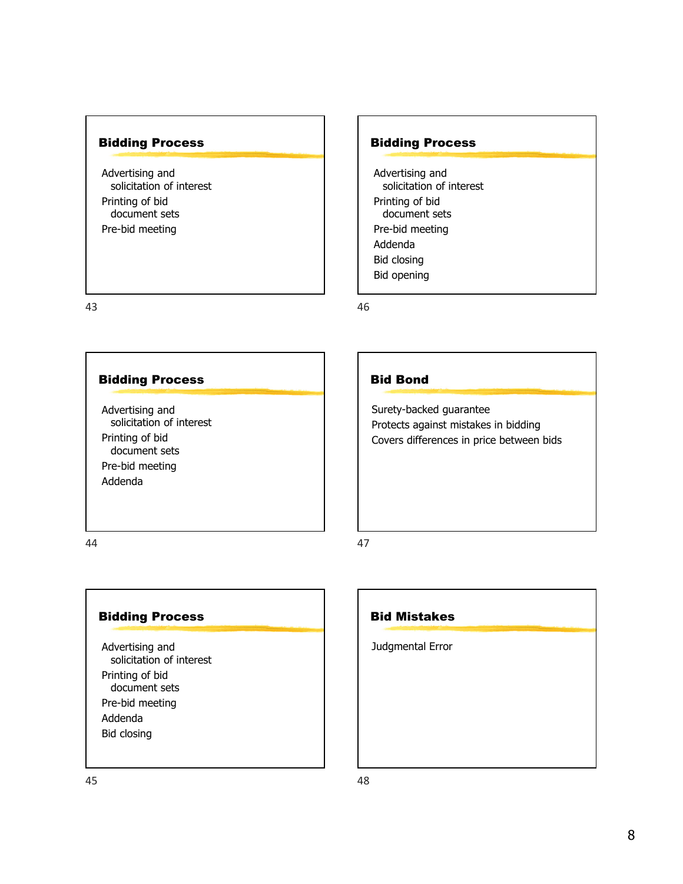## Bidding Process

- Advertising and solicitation of interest
- Printing of bid document sets
- Pre-bid meeting

## Bidding Process

- Advertising and solicitation of interest
- Printing of bid document sets
- Pre-bid meeting
- Addenda

## Bidding Process

- Advertising and solicitation of interest
- Printing of bid document sets
- Pre-bid meeting
- Addenda
- Bid closing

## Bidding Process

- Advertising and solicitation of interest
- Printing of bid document sets
- Pre-bid meeting
- Addenda
- Bid closing
- Bid opening

## Bid Bond

- Surety-backed guarantee
- Protects against mistakes in bidding
- Covers differences in price between bids

## Bid Mistakes

- Judgmental Error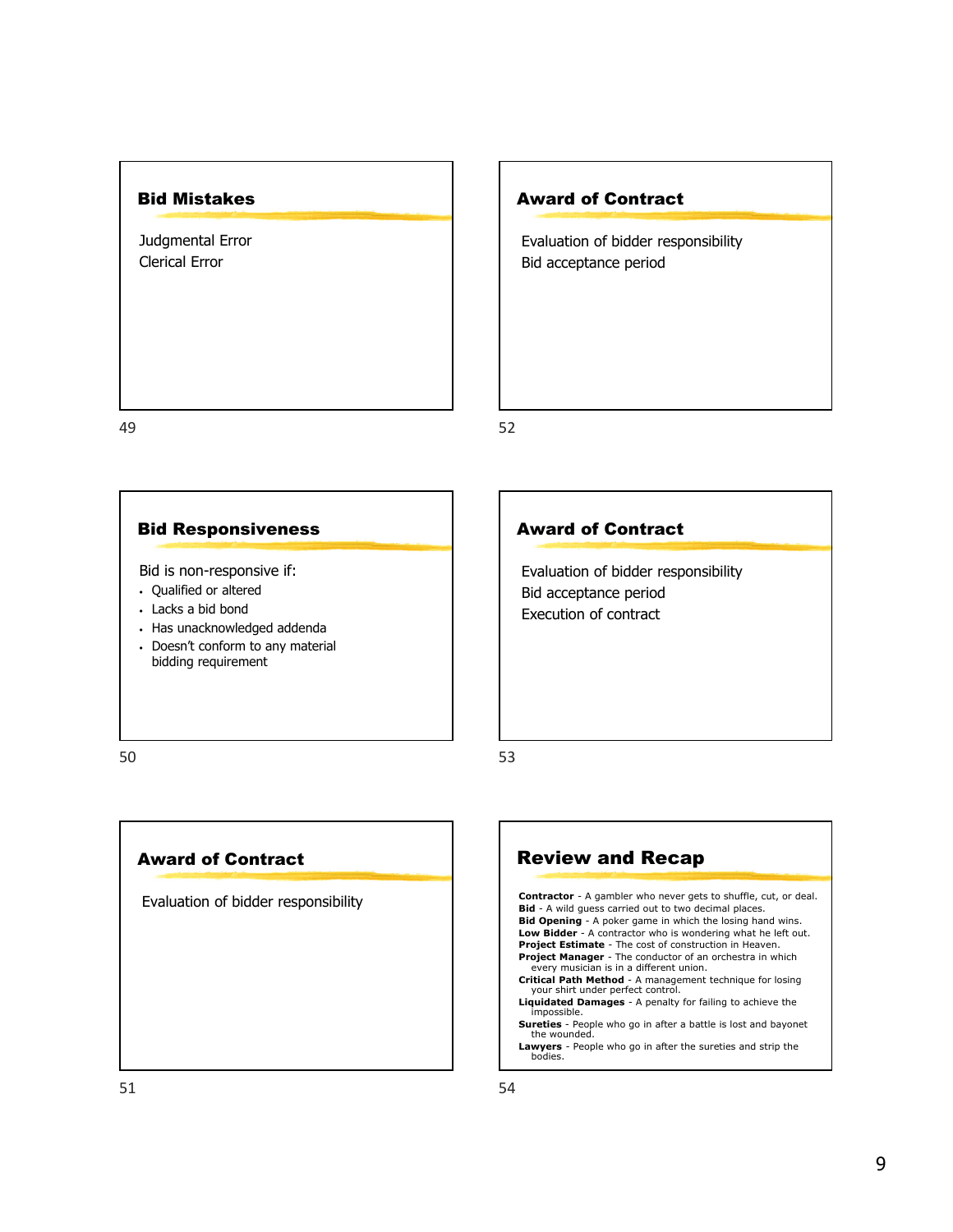## Bid Mistakes

Judgmental Error
Clerical Error

## Bid Responsiveness

Bid is non-responsive if:

- Qualified or altered
- Lacks a bid bond
- Has unacknowledged addenda
- Doesn't conform to any material bidding requirement

## Award of Contract

Evaluation of bidder responsibility

## Award of Contract

Evaluation of bidder responsibility
Bid acceptance period

## Award of Contract

Evaluation of bidder responsibility
Bid acceptance period
Execution of contract

## Review and Recap

**Contractor** - A gambler who never gets to shuffle, cut, or deal.
**Bid** - A wild guess carried out to two decimal places.
**Bid Opening** - A poker game in which the losing hand wins.
**Low Bidder** - A contractor who is wondering what he left out.
**Project Estimate** - The cost of construction in Heaven.
**Project Manager** - The conductor of an orchestra in which every musician is in a different union.
**Critical Path Method** - A management technique for losing your shirt under perfect control.
**Liquidated Damages** - A penalty for failing to achieve the impossible.
**Sureties** - People who go in after a battle is lost and bayonet the wounded.
**Lawyers** - People who go in after the sureties and strip the bodies.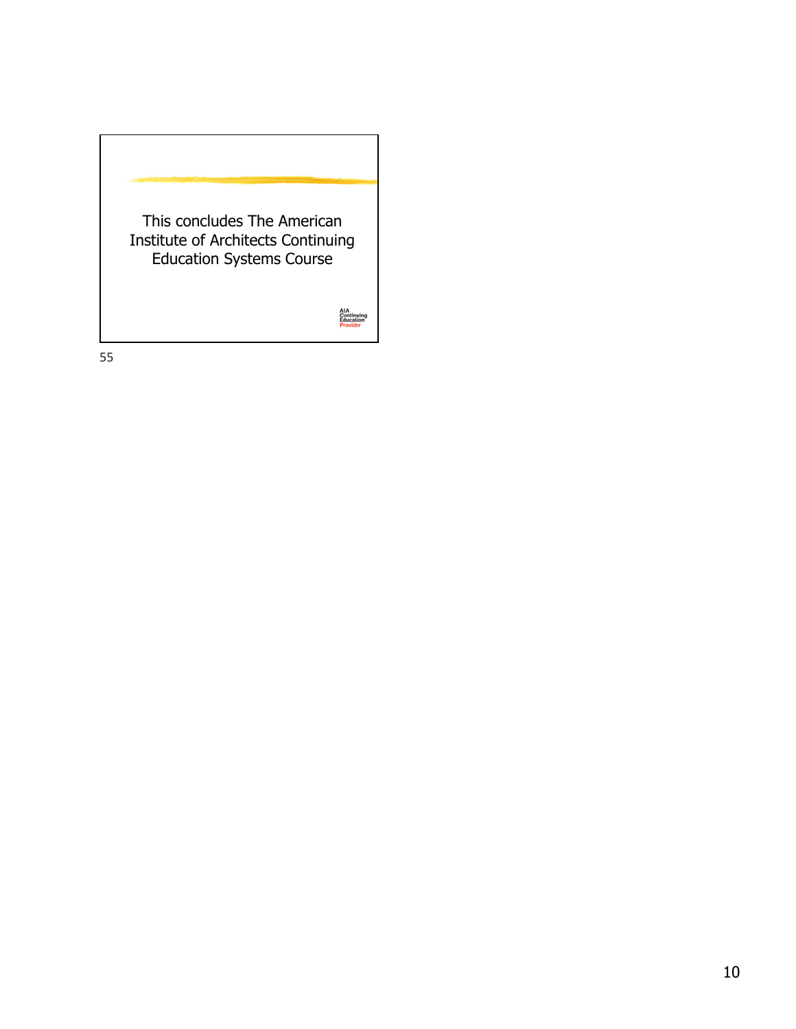This concludes The American Institute of Architects Continuing Education Systems Course

AIA Continuing Education Provider

55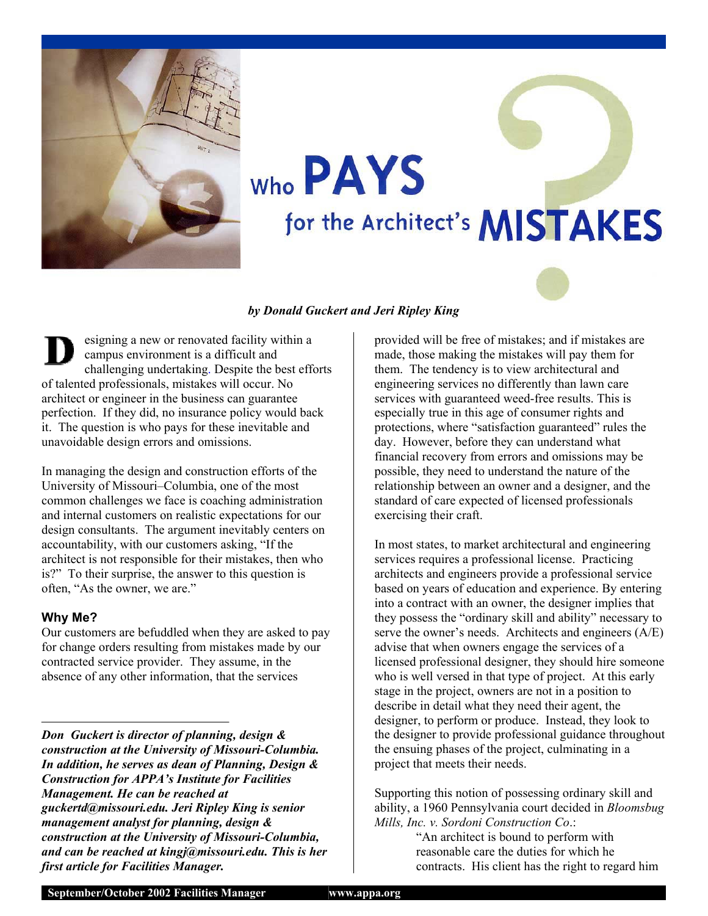# Who PAYS for the Architect's MISTAKES

***by Donald Guckert and Jeri Ripley King***

Designing a new or renovated facility within a campus environment is a difficult and challenging undertaking. Despite the best efforts of talented professionals, mistakes will occur. No architect or engineer in the business can guarantee perfection. If they did, no insurance policy would back it. The question is who pays for these inevitable and unavoidable design errors and omissions.

In managing the design and construction efforts of the University of Missouri–Columbia, one of the most common challenges we face is coaching administration and internal customers on realistic expectations for our design consultants. The argument inevitably centers on accountability, with our customers asking, "If the architect is not responsible for their mistakes, then who is?" To their surprise, the answer to this question is often, "As the owner, we are."

### Why Me?

Our customers are befuddled when they are asked to pay for change orders resulting from mistakes made by our contracted service provider. They assume, in the absence of any other information, that the services provided will be free of mistakes; and if mistakes are made, those making the mistakes will pay them for them. The tendency is to view architectural and engineering services no differently than lawn care services with guaranteed weed-free results. This is especially true in this age of consumer rights and protections, where "satisfaction guaranteed" rules the day. However, before they can understand what financial recovery from errors and omissions may be possible, they need to understand the nature of the relationship between an owner and a designer, and the standard of care expected of licensed professionals exercising their craft.

In most states, to market architectural and engineering services requires a professional license. Practicing architects and engineers provide a professional service based on years of education and experience. By entering into a contract with an owner, the designer implies that they possess the "ordinary skill and ability" necessary to serve the owner's needs. Architects and engineers (A/E) advise that when owners engage the services of a licensed professional designer, they should hire someone who is well versed in that type of project. At this early stage in the project, owners are not in a position to describe in detail what they need their agent, the designer, to perform or produce. Instead, they look to the designer to provide professional guidance throughout the ensuing phases of the project, culminating in a project that meets their needs.

Supporting this notion of possessing ordinary skill and ability, a 1960 Pennsylvania court decided in *Bloomsbug Mills, Inc. v. Sordoni Construction Co*.:

> "An architect is bound to perform with reasonable care the duties for which he contracts. His client has the right to regard him

***Don Guckert is director of planning, design & construction at the University of Missouri-Columbia. In addition, he serves as dean of Planning, Design & Construction for APPA's Institute for Facilities Management. He can be reached at guckertd@missouri.edu. Jeri Ripley King is senior management analyst for planning, design & construction at the University of Missouri-Columbia, and can be reached at kingj@missouri.edu. This is her first article for Facilities Manager.***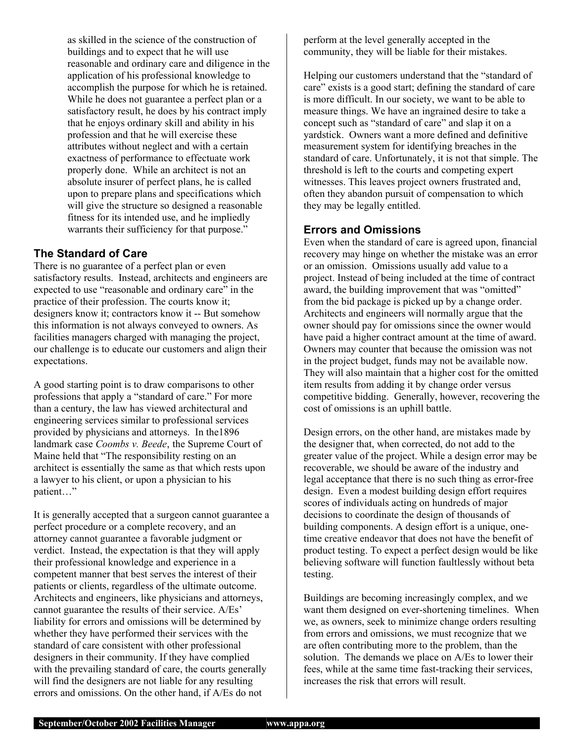as skilled in the science of the construction of buildings and to expect that he will use reasonable and ordinary care and diligence in the application of his professional knowledge to accomplish the purpose for which he is retained. While he does not guarantee a perfect plan or a satisfactory result, he does by his contract imply that he enjoys ordinary skill and ability in his profession and that he will exercise these attributes without neglect and with a certain exactness of performance to effectuate work properly done. While an architect is not an absolute insurer of perfect plans, he is called upon to prepare plans and specifications which will give the structure so designed a reasonable fitness for its intended use, and he impliedly warrants their sufficiency for that purpose."

### The Standard of Care

There is no guarantee of a perfect plan or even satisfactory results. Instead, architects and engineers are expected to use "reasonable and ordinary care" in the practice of their profession. The courts know it; designers know it; contractors know it -- But somehow this information is not always conveyed to owners. As facilities managers charged with managing the project, our challenge is to educate our customers and align their expectations.

A good starting point is to draw comparisons to other professions that apply a "standard of care." For more than a century, the law has viewed architectural and engineering services similar to professional services provided by physicians and attorneys. In the1896 landmark case *Coombs v. Beede*, the Supreme Court of Maine held that "The responsibility resting on an architect is essentially the same as that which rests upon a lawyer to his client, or upon a physician to his patient…"

It is generally accepted that a surgeon cannot guarantee a perfect procedure or a complete recovery, and an attorney cannot guarantee a favorable judgment or verdict. Instead, the expectation is that they will apply their professional knowledge and experience in a competent manner that best serves the interest of their patients or clients, regardless of the ultimate outcome. Architects and engineers, like physicians and attorneys, cannot guarantee the results of their service. A/Es' liability for errors and omissions will be determined by whether they have performed their services with the standard of care consistent with other professional designers in their community. If they have complied with the prevailing standard of care, the courts generally will find the designers are not liable for any resulting errors and omissions. On the other hand, if A/Es do not perform at the level generally accepted in the community, they will be liable for their mistakes.

Helping our customers understand that the "standard of care" exists is a good start; defining the standard of care is more difficult. In our society, we want to be able to measure things. We have an ingrained desire to take a concept such as "standard of care" and slap it on a yardstick. Owners want a more defined and definitive measurement system for identifying breaches in the standard of care. Unfortunately, it is not that simple. The threshold is left to the courts and competing expert witnesses. This leaves project owners frustrated and, often they abandon pursuit of compensation to which they may be legally entitled.

### Errors and Omissions

Even when the standard of care is agreed upon, financial recovery may hinge on whether the mistake was an error or an omission. Omissions usually add value to a project. Instead of being included at the time of contract award, the building improvement that was "omitted" from the bid package is picked up by a change order. Architects and engineers will normally argue that the owner should pay for omissions since the owner would have paid a higher contract amount at the time of award. Owners may counter that because the omission was not in the project budget, funds may not be available now. They will also maintain that a higher cost for the omitted item results from adding it by change order versus competitive bidding. Generally, however, recovering the cost of omissions is an uphill battle.

Design errors, on the other hand, are mistakes made by the designer that, when corrected, do not add to the greater value of the project. While a design error may be recoverable, we should be aware of the industry and legal acceptance that there is no such thing as error-free design. Even a modest building design effort requires scores of individuals acting on hundreds of major decisions to coordinate the design of thousands of building components. A design effort is a unique, one-time creative endeavor that does not have the benefit of product testing. To expect a perfect design would be like believing software will function faultlessly without beta testing.

Buildings are becoming increasingly complex, and we want them designed on ever-shortening timelines. When we, as owners, seek to minimize change orders resulting from errors and omissions, we must recognize that we are often contributing more to the problem, than the solution. The demands we place on A/Es to lower their fees, while at the same time fast-tracking their services, increases the risk that errors will result.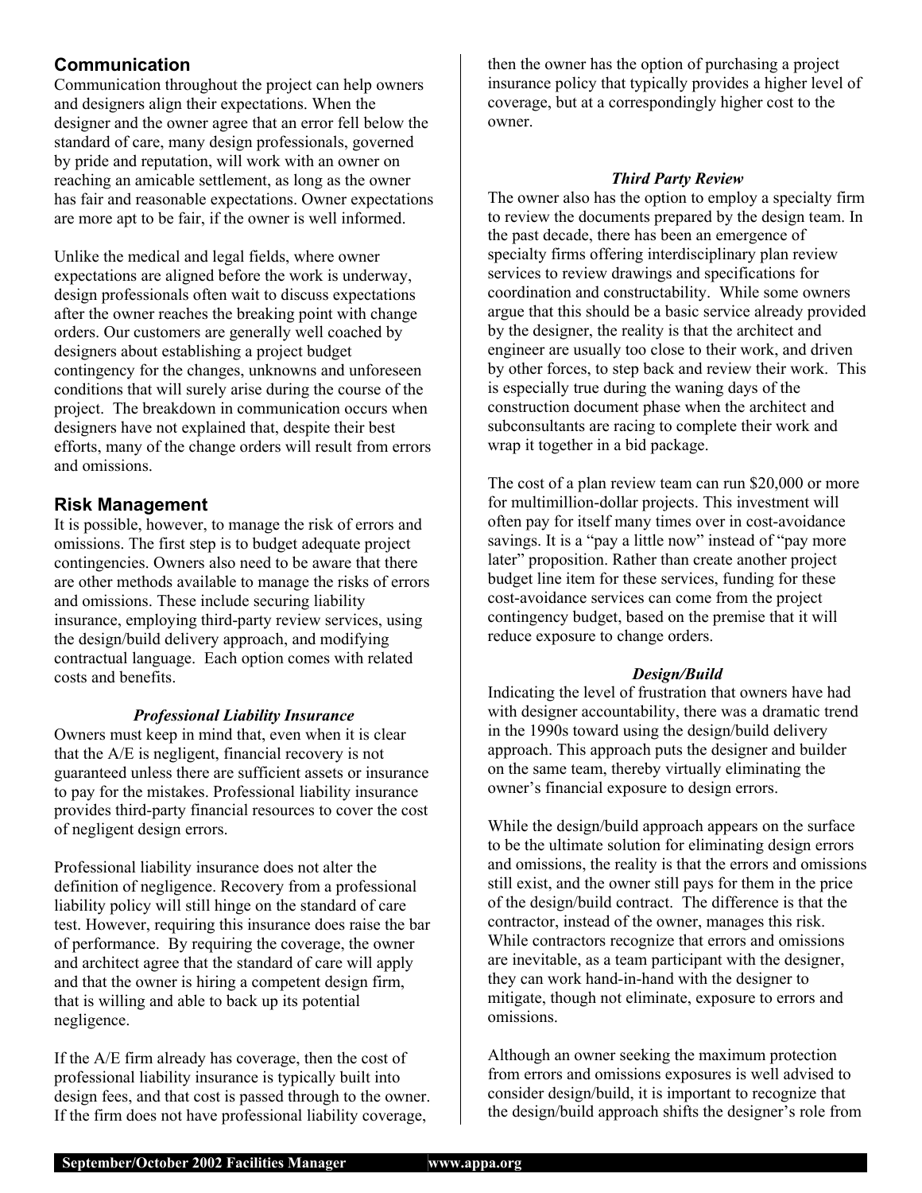## Communication

Communication throughout the project can help owners and designers align their expectations. When the designer and the owner agree that an error fell below the standard of care, many design professionals, governed by pride and reputation, will work with an owner on reaching an amicable settlement, as long as the owner has fair and reasonable expectations. Owner expectations are more apt to be fair, if the owner is well informed.

Unlike the medical and legal fields, where owner expectations are aligned before the work is underway, design professionals often wait to discuss expectations after the owner reaches the breaking point with change orders. Our customers are generally well coached by designers about establishing a project budget contingency for the changes, unknowns and unforeseen conditions that will surely arise during the course of the project. The breakdown in communication occurs when designers have not explained that, despite their best efforts, many of the change orders will result from errors and omissions.

## Risk Management

It is possible, however, to manage the risk of errors and omissions. The first step is to budget adequate project contingencies. Owners also need to be aware that there are other methods available to manage the risks of errors and omissions. These include securing liability insurance, employing third-party review services, using the design/build delivery approach, and modifying contractual language. Each option comes with related costs and benefits.

### *Professional Liability Insurance*

Owners must keep in mind that, even when it is clear that the A/E is negligent, financial recovery is not guaranteed unless there are sufficient assets or insurance to pay for the mistakes. Professional liability insurance provides third-party financial resources to cover the cost of negligent design errors.

Professional liability insurance does not alter the definition of negligence. Recovery from a professional liability policy will still hinge on the standard of care test. However, requiring this insurance does raise the bar of performance. By requiring the coverage, the owner and architect agree that the standard of care will apply and that the owner is hiring a competent design firm, that is willing and able to back up its potential negligence.

If the A/E firm already has coverage, then the cost of professional liability insurance is typically built into design fees, and that cost is passed through to the owner. If the firm does not have professional liability coverage, then the owner has the option of purchasing a project insurance policy that typically provides a higher level of coverage, but at a correspondingly higher cost to the owner.

### *Third Party Review*

The owner also has the option to employ a specialty firm to review the documents prepared by the design team. In the past decade, there has been an emergence of specialty firms offering interdisciplinary plan review services to review drawings and specifications for coordination and constructability. While some owners argue that this should be a basic service already provided by the designer, the reality is that the architect and engineer are usually too close to their work, and driven by other forces, to step back and review their work. This is especially true during the waning days of the construction document phase when the architect and subconsultants are racing to complete their work and wrap it together in a bid package.

The cost of a plan review team can run $20,000 or more for multimillion-dollar projects. This investment will often pay for itself many times over in cost-avoidance savings. It is a "pay a little now" instead of "pay more later" proposition. Rather than create another project budget line item for these services, funding for these cost-avoidance services can come from the project contingency budget, based on the premise that it will reduce exposure to change orders.

### *Design/Build*

Indicating the level of frustration that owners have had with designer accountability, there was a dramatic trend in the 1990s toward using the design/build delivery approach. This approach puts the designer and builder on the same team, thereby virtually eliminating the owner's financial exposure to design errors.

While the design/build approach appears on the surface to be the ultimate solution for eliminating design errors and omissions, the reality is that the errors and omissions still exist, and the owner still pays for them in the price of the design/build contract. The difference is that the contractor, instead of the owner, manages this risk. While contractors recognize that errors and omissions are inevitable, as a team participant with the designer, they can work hand-in-hand with the designer to mitigate, though not eliminate, exposure to errors and omissions.

Although an owner seeking the maximum protection from errors and omissions exposures is well advised to consider design/build, it is important to recognize that the design/build approach shifts the designer's role from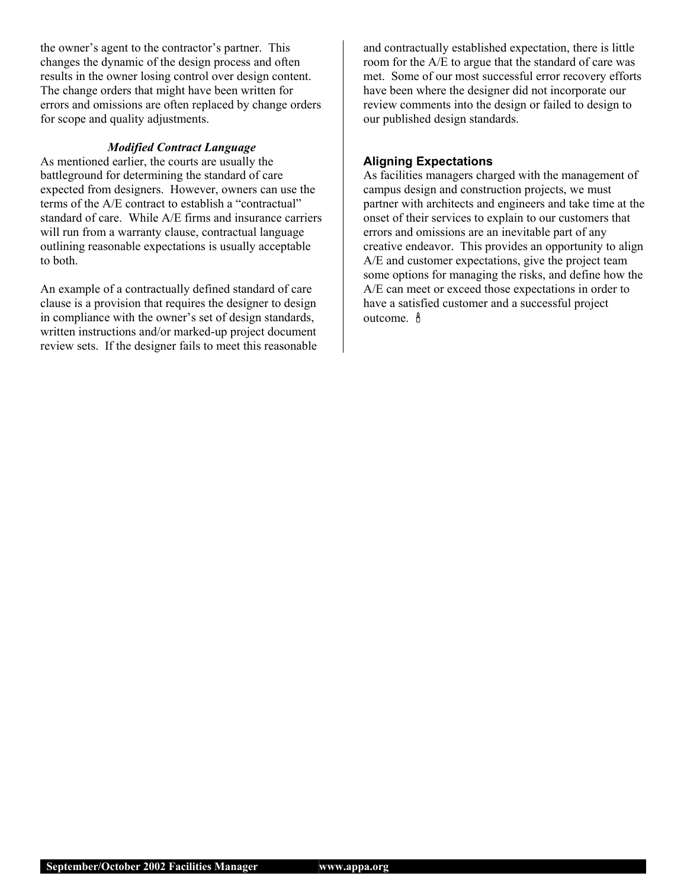the owner's agent to the contractor's partner. This changes the dynamic of the design process and often results in the owner losing control over design content. The change orders that might have been written for errors and omissions are often replaced by change orders for scope and quality adjustments.

### *Modified Contract Language*

As mentioned earlier, the courts are usually the battleground for determining the standard of care expected from designers. However, owners can use the terms of the A/E contract to establish a "contractual" standard of care. While A/E firms and insurance carriers will run from a warranty clause, contractual language outlining reasonable expectations is usually acceptable to both.

An example of a contractually defined standard of care clause is a provision that requires the designer to design in compliance with the owner's set of design standards, written instructions and/or marked-up project document review sets. If the designer fails to meet this reasonable and contractually established expectation, there is little room for the A/E to argue that the standard of care was met. Some of our most successful error recovery efforts have been where the designer did not incorporate our review comments into the design or failed to design to our published design standards.

## Aligning Expectations

As facilities managers charged with the management of campus design and construction projects, we must partner with architects and engineers and take time at the onset of their services to explain to our customers that errors and omissions are an inevitable part of any creative endeavor. This provides an opportunity to align A/E and customer expectations, give the project team some options for managing the risks, and define how the A/E can meet or exceed those expectations in order to have a satisfied customer and a successful project outcome.